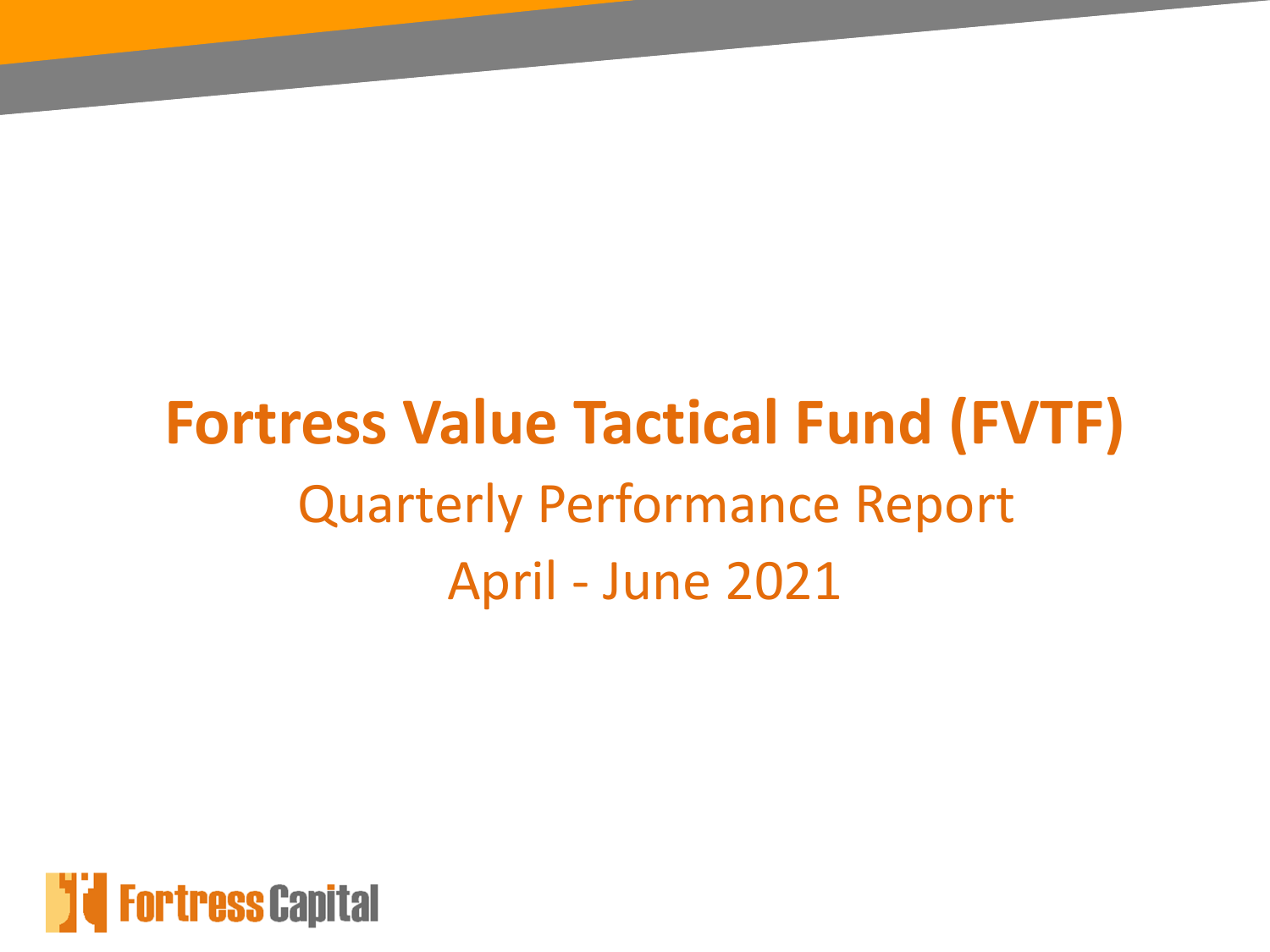# Fortress Value Tactical Fund (FVTF)

Quarterly Performance Report

April - June 2021

Fortress Capital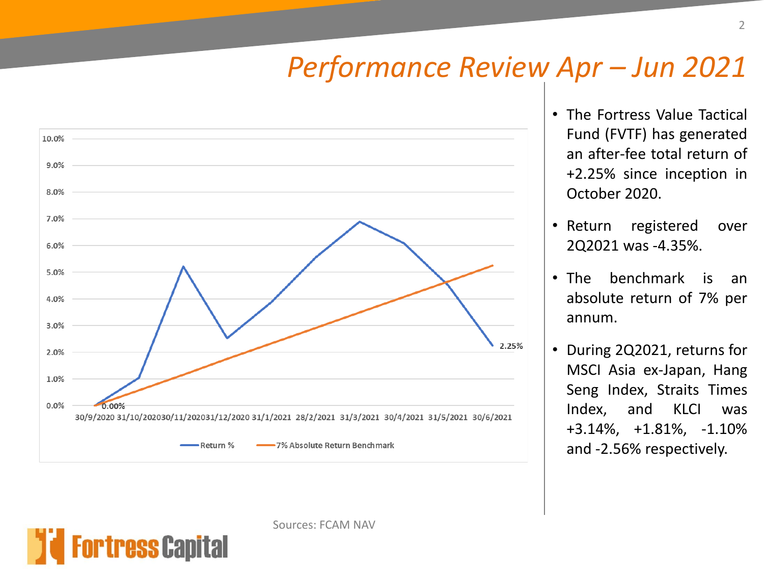# Performance Review Apr – Jun 2021

- The Fortress Value Tactical Fund (FVTF) has generated an after-fee total return of +2.25% since inception in October 2020.
- Return registered over 2Q2021 was -4.35%.
- The benchmark is an absolute return of 7% per annum.
- During 2Q2021, returns for MSCI Asia ex-Japan, Hang Seng Index, Straits Times Index, and KLCI was +3.14%, +1.81%, -1.10% and -2.56% respectively.

Sources: FCAM NAV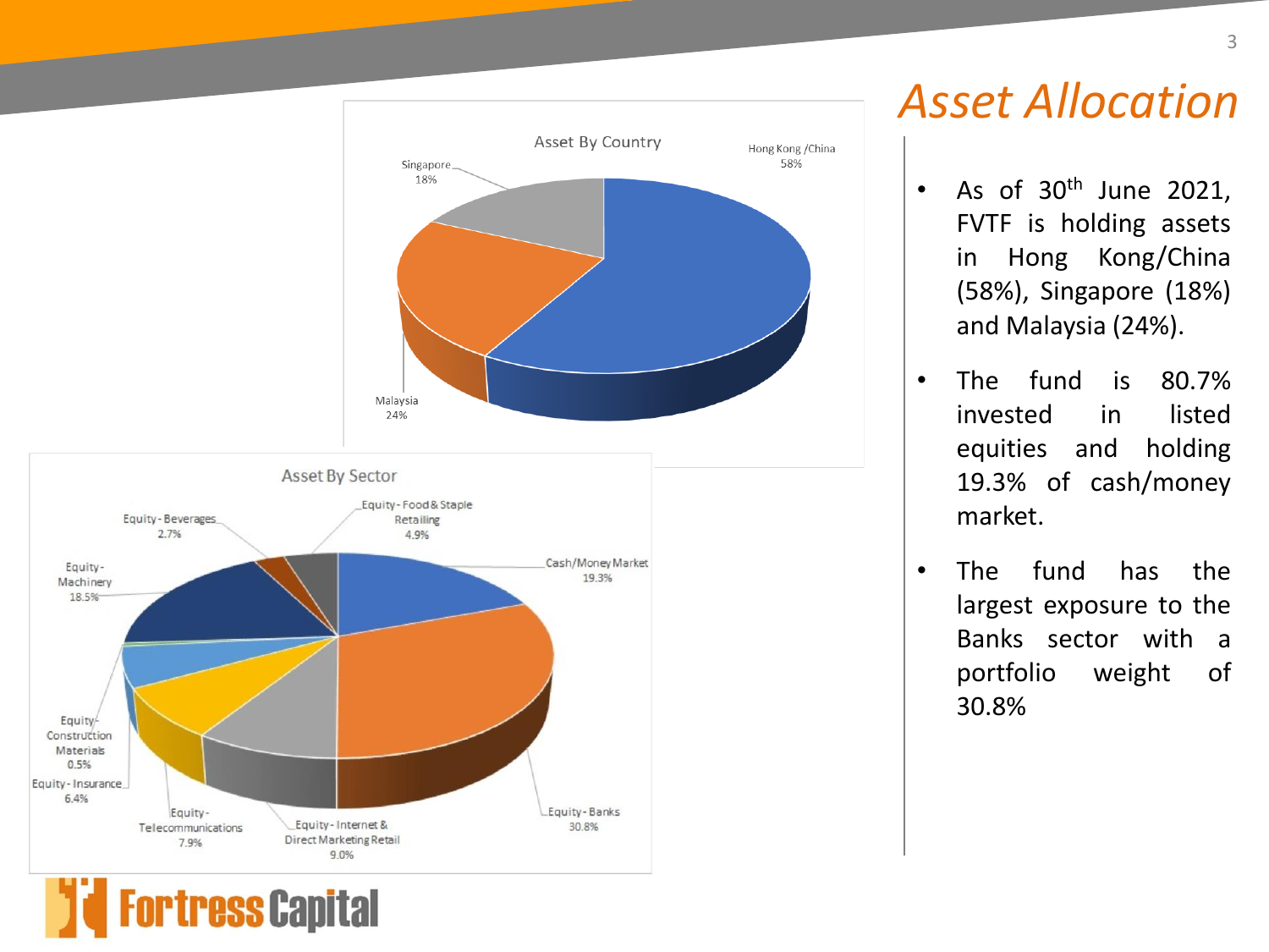# Asset Allocation

**Asset By Country**

- Hong Kong /China 58%
- Singapore 18%
- Malaysia 24%

**Asset By Sector**

- Cash/Money Market 19.3%
- Equity - Banks 30.8%
- Equity - Internet & Direct Marketing Retail 9.0%
- Equity - Telecommunications 7.9%
- Equity - Insurance 6.4%
- Equity - Construction Materials 0.5%
- Equity - Machinery 18.5%
- Equity - Beverages 2.7%
- Equity - Food & Staple Retailing 4.9%

- As of 30th June 2021, FVTF is holding assets in Hong Kong/China (58%), Singapore (18%) and Malaysia (24%).
- The fund is 80.7% invested in listed equities and holding 19.3% of cash/money market.
- The fund has the largest exposure to the Banks sector with a portfolio weight of 30.8%

Fortress Capital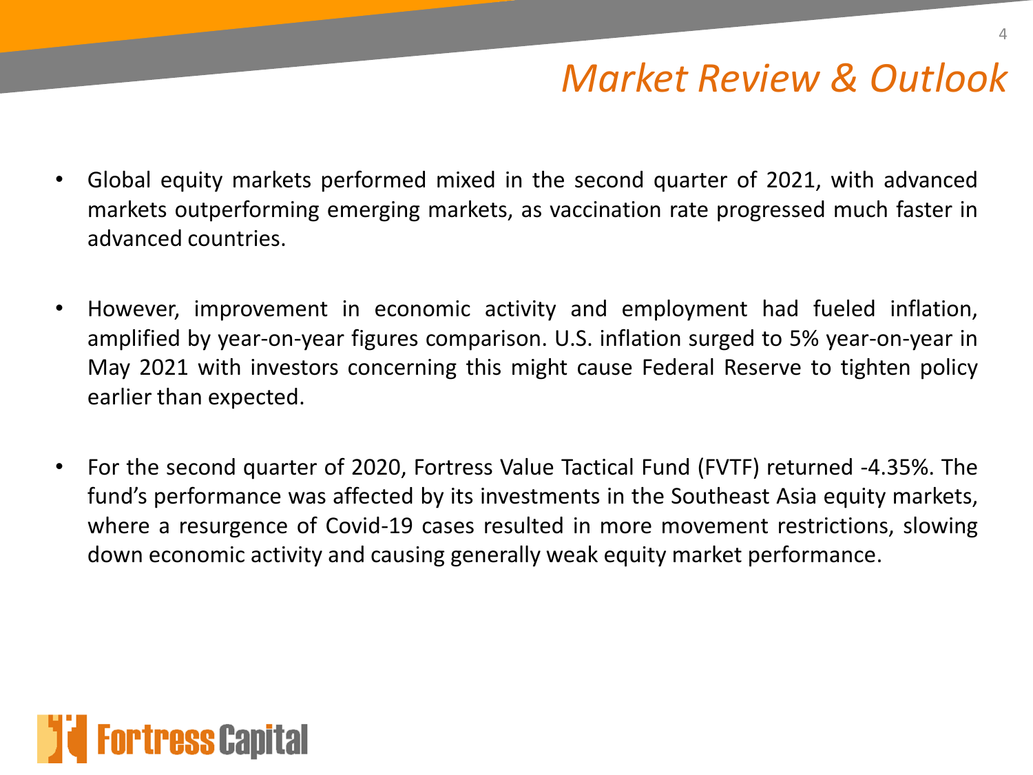# Market Review & Outlook

- Global equity markets performed mixed in the second quarter of 2021, with advanced markets outperforming emerging markets, as vaccination rate progressed much faster in advanced countries.

- However, improvement in economic activity and employment had fueled inflation, amplified by year-on-year figures comparison. U.S. inflation surged to 5% year-on-year in May 2021 with investors concerning this might cause Federal Reserve to tighten policy earlier than expected.

- For the second quarter of 2020, Fortress Value Tactical Fund (FVTF) returned -4.35%. The fund's performance was affected by its investments in the Southeast Asia equity markets, where a resurgence of Covid-19 cases resulted in more movement restrictions, slowing down economic activity and causing generally weak equity market performance.

Fortress Capital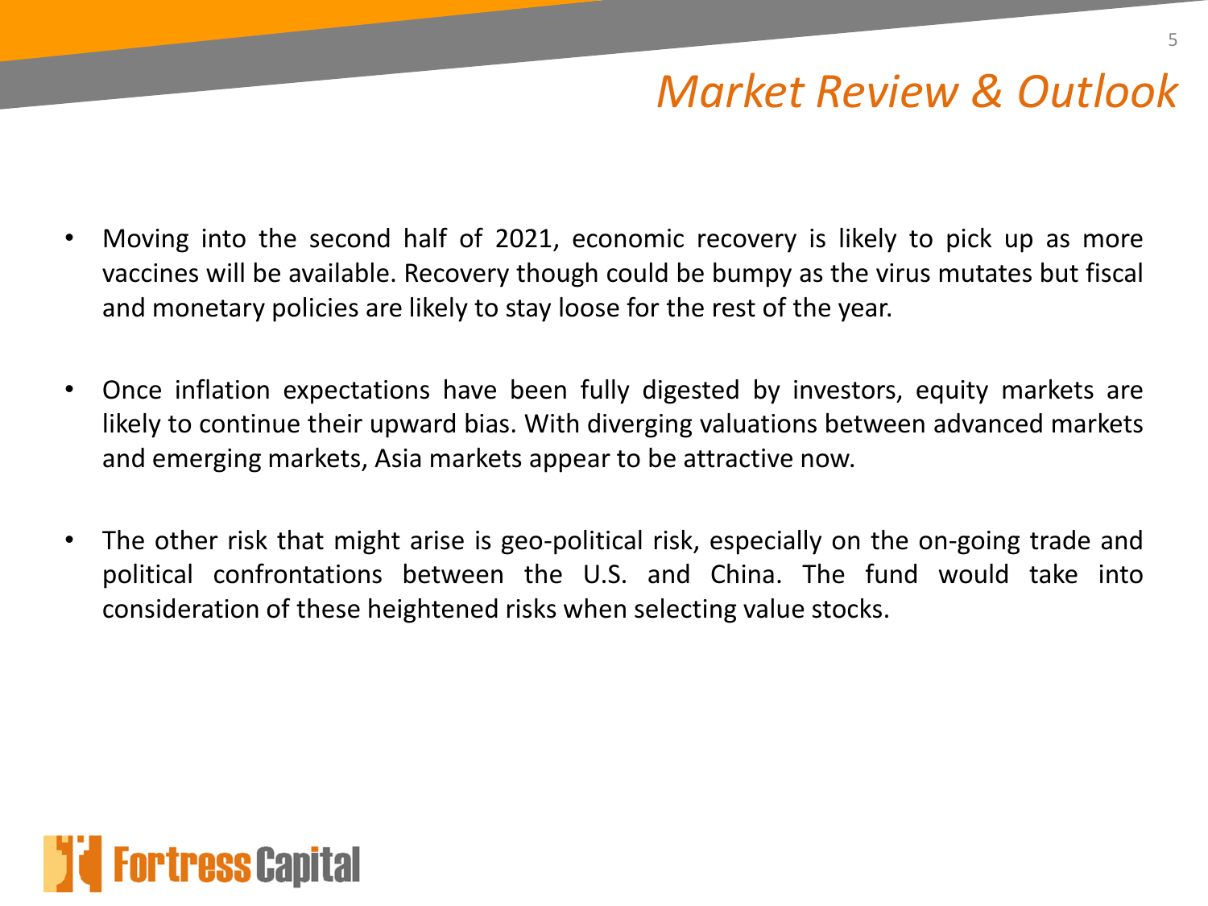# Market Review & Outlook

- Moving into the second half of 2021, economic recovery is likely to pick up as more vaccines will be available. Recovery though could be bumpy as the virus mutates but fiscal and monetary policies are likely to stay loose for the rest of the year.

- Once inflation expectations have been fully digested by investors, equity markets are likely to continue their upward bias. With diverging valuations between advanced markets and emerging markets, Asia markets appear to be attractive now.

- The other risk that might arise is geo-political risk, especially on the on-going trade and political confrontations between the U.S. and China. The fund would take into consideration of these heightened risks when selecting value stocks.

Fortress Capital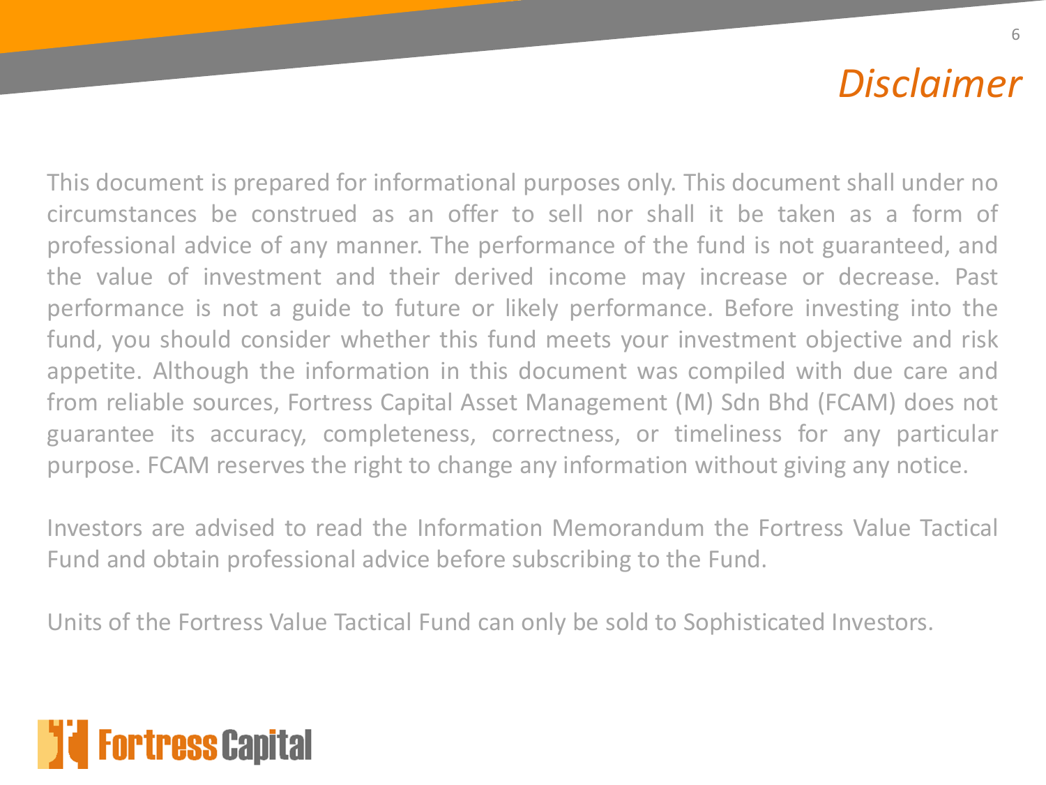# *Disclaimer*

This document is prepared for informational purposes only. This document shall under no circumstances be construed as an offer to sell nor shall it be taken as a form of professional advice of any manner. The performance of the fund is not guaranteed, and the value of investment and their derived income may increase or decrease. Past performance is not a guide to future or likely performance. Before investing into the fund, you should consider whether this fund meets your investment objective and risk appetite. Although the information in this document was compiled with due care and from reliable sources, Fortress Capital Asset Management (M) Sdn Bhd (FCAM) does not guarantee its accuracy, completeness, correctness, or timeliness for any particular purpose. FCAM reserves the right to change any information without giving any notice.

Investors are advised to read the Information Memorandum the Fortress Value Tactical Fund and obtain professional advice before subscribing to the Fund.

Units of the Fortress Value Tactical Fund can only be sold to Sophisticated Investors.

Fortress Capital